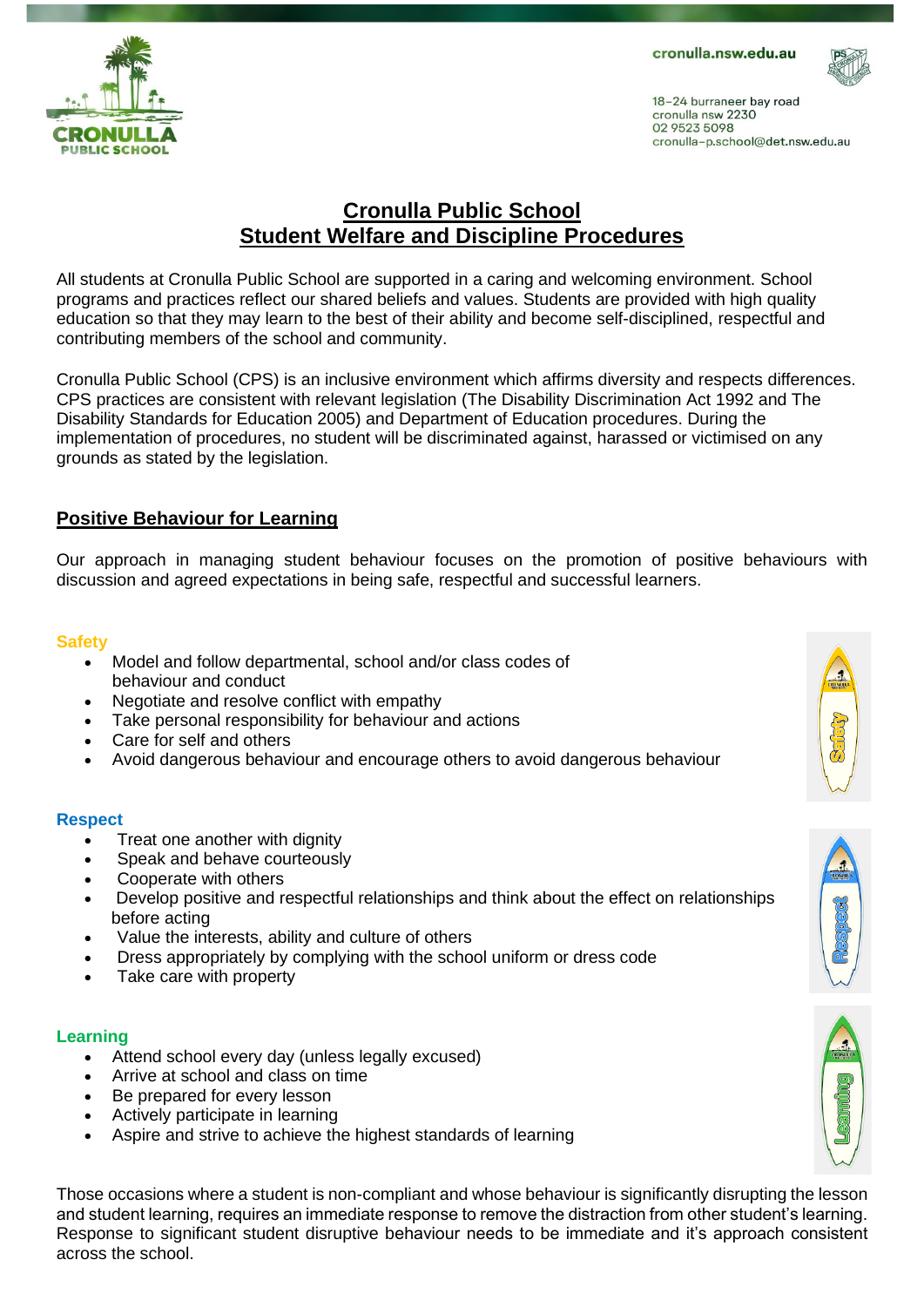cronulla.nsw.edu.au

18–24 burraneer bay road
cronulla nsw 2230
02 9523 5098
cronulla-p.school@det.nsw.edu.au

# Cronulla Public School
# Student Welfare and Discipline Procedures

All students at Cronulla Public School are supported in a caring and welcoming environment. School programs and practices reflect our shared beliefs and values. Students are provided with high quality education so that they may learn to the best of their ability and become self-disciplined, respectful and contributing members of the school and community.

Cronulla Public School (CPS) is an inclusive environment which affirms diversity and respects differences. CPS practices are consistent with relevant legislation (The Disability Discrimination Act 1992 and The Disability Standards for Education 2005) and Department of Education procedures. During the implementation of procedures, no student will be discriminated against, harassed or victimised on any grounds as stated by the legislation.

## Positive Behaviour for Learning

Our approach in managing student behaviour focuses on the promotion of positive behaviours with discussion and agreed expectations in being safe, respectful and successful learners.

### Safety

- Model and follow departmental, school and/or class codes of behaviour and conduct
- Negotiate and resolve conflict with empathy
- Take personal responsibility for behaviour and actions
- Care for self and others
- Avoid dangerous behaviour and encourage others to avoid dangerous behaviour

### Respect

- Treat one another with dignity
- Speak and behave courteously
- Cooperate with others
- Develop positive and respectful relationships and think about the effect on relationships before acting
- Value the interests, ability and culture of others
- Dress appropriately by complying with the school uniform or dress code
- Take care with property

### Learning

- Attend school every day (unless legally excused)
- Arrive at school and class on time
- Be prepared for every lesson
- Actively participate in learning
- Aspire and strive to achieve the highest standards of learning

Those occasions where a student is non-compliant and whose behaviour is significantly disrupting the lesson and student learning, requires an immediate response to remove the distraction from other student's learning. Response to significant student disruptive behaviour needs to be immediate and it's approach consistent across the school.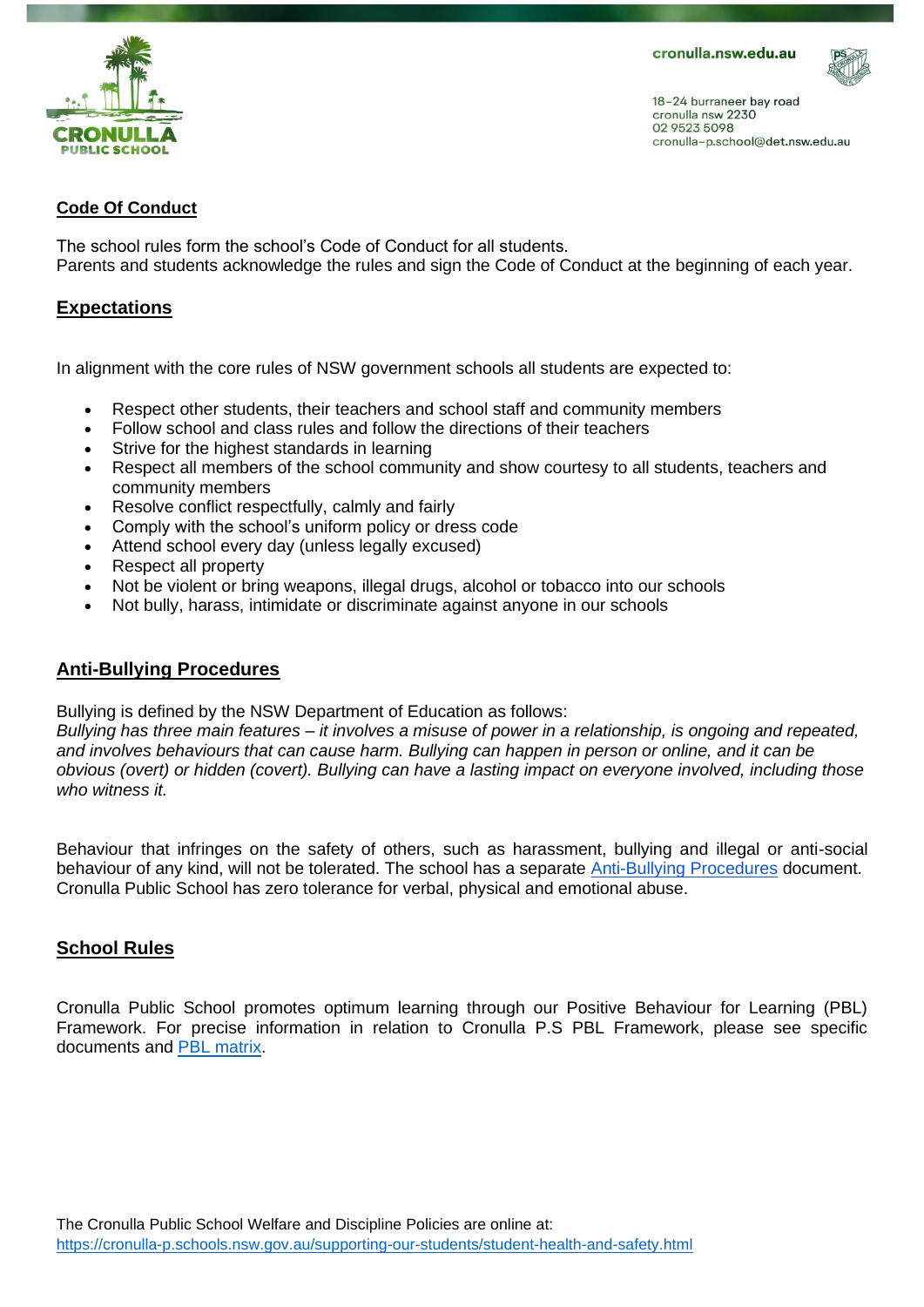## Code Of Conduct

The school rules form the school's Code of Conduct for all students.
Parents and students acknowledge the rules and sign the Code of Conduct at the beginning of each year.

## Expectations

In alignment with the core rules of NSW government schools all students are expected to:

- Respect other students, their teachers and school staff and community members
- Follow school and class rules and follow the directions of their teachers
- Strive for the highest standards in learning
- Respect all members of the school community and show courtesy to all students, teachers and community members
- Resolve conflict respectfully, calmly and fairly
- Comply with the school's uniform policy or dress code
- Attend school every day (unless legally excused)
- Respect all property
- Not be violent or bring weapons, illegal drugs, alcohol or tobacco into our schools
- Not bully, harass, intimidate or discriminate against anyone in our schools

## Anti-Bullying Procedures

Bullying is defined by the NSW Department of Education as follows:
*Bullying has three main features – it involves a misuse of power in a relationship, is ongoing and repeated, and involves behaviours that can cause harm. Bullying can happen in person or online, and it can be obvious (overt) or hidden (covert). Bullying can have a lasting impact on everyone involved, including those who witness it.*

Behaviour that infringes on the safety of others, such as harassment, bullying and illegal or anti-social behaviour of any kind, will not be tolerated. The school has a separate Anti-Bullying Procedures document. Cronulla Public School has zero tolerance for verbal, physical and emotional abuse.

## School Rules

Cronulla Public School promotes optimum learning through our Positive Behaviour for Learning (PBL) Framework. For precise information in relation to Cronulla P.S PBL Framework, please see specific documents and PBL matrix.

The Cronulla Public School Welfare and Discipline Policies are online at:
https://cronulla-p.schools.nsw.gov.au/supporting-our-students/student-health-and-safety.html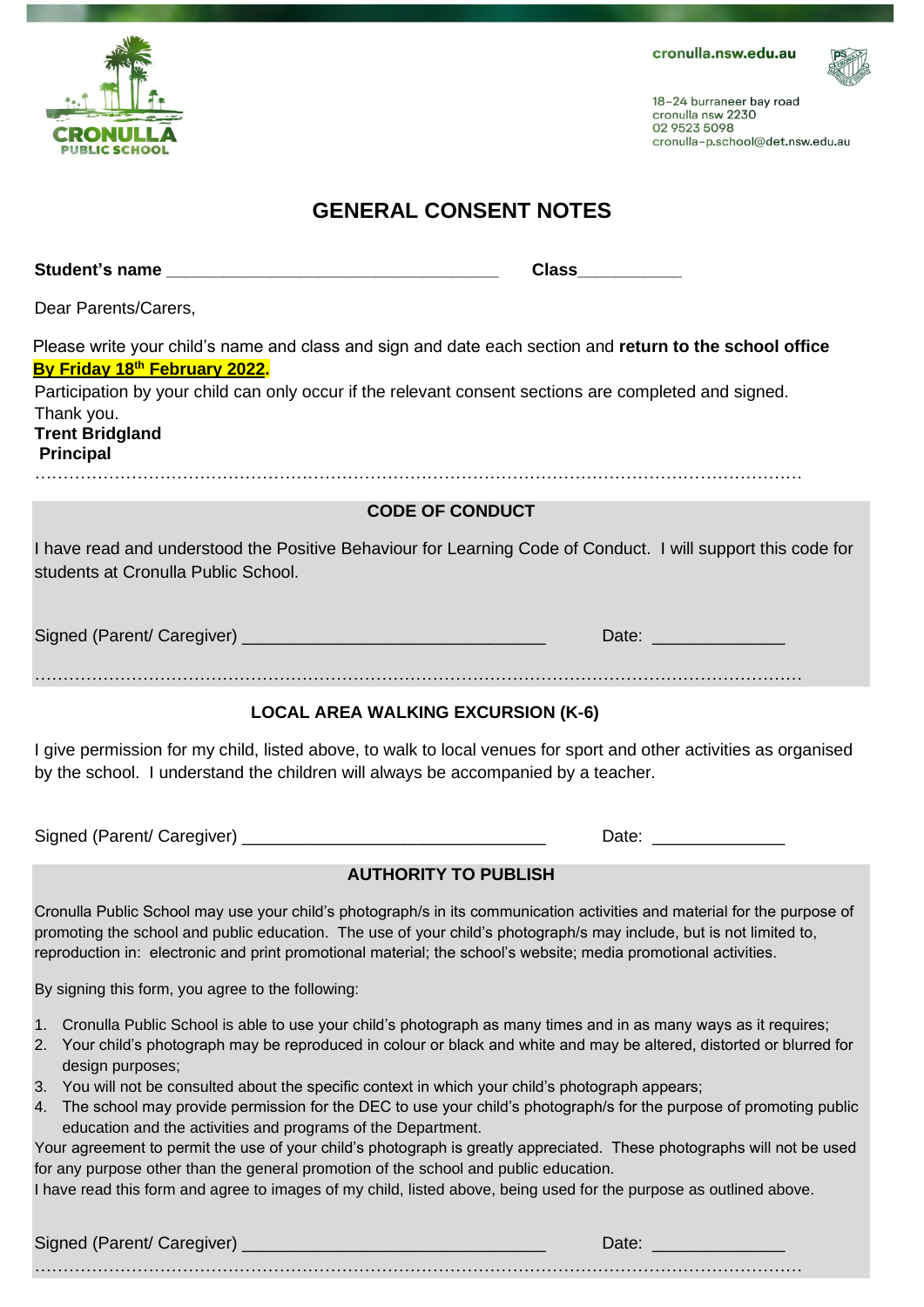CRONULLA PUBLIC SCHOOL

cronulla.nsw.edu.au

18–24 burraneer bay road
cronulla nsw 2230
02 9523 5098
cronulla-p.school@det.nsw.edu.au

# GENERAL CONSENT NOTES

**Student's name** ___________________________________ **Class**__________

Dear Parents/Carers,

Please write your child's name and class and sign and date each section and **return to the school office By Friday 18th February 2022.**

Participation by your child can only occur if the relevant consent sections are completed and signed.

Thank you.

**Trent Bridgland**
**Principal**

……………………………………………………………………………………………………………………

## CODE OF CONDUCT

I have read and understood the Positive Behaviour for Learning Code of Conduct. I will support this code for students at Cronulla Public School.

Signed (Parent/ Caregiver) _______________________________ Date: _____________

……………………………………………………………………………………………………………………

## LOCAL AREA WALKING EXCURSION (K-6)

I give permission for my child, listed above, to walk to local venues for sport and other activities as organised by the school. I understand the children will always be accompanied by a teacher.

Signed (Parent/ Caregiver) _______________________________ Date: _____________

## AUTHORITY TO PUBLISH

Cronulla Public School may use your child's photograph/s in its communication activities and material for the purpose of promoting the school and public education. The use of your child's photograph/s may include, but is not limited to, reproduction in: electronic and print promotional material; the school's website; media promotional activities.

By signing this form, you agree to the following:

1. Cronulla Public School is able to use your child's photograph as many times and in as many ways as it requires;
2. Your child's photograph may be reproduced in colour or black and white and may be altered, distorted or blurred for design purposes;
3. You will not be consulted about the specific context in which your child's photograph appears;
4. The school may provide permission for the DEC to use your child's photograph/s for the purpose of promoting public education and the activities and programs of the Department.

Your agreement to permit the use of your child's photograph is greatly appreciated. These photographs will not be used for any purpose other than the general promotion of the school and public education.

I have read this form and agree to images of my child, listed above, being used for the purpose as outlined above.

Signed (Parent/ Caregiver) _______________________________ Date: _____________

……………………………………………………………………………………………………………………